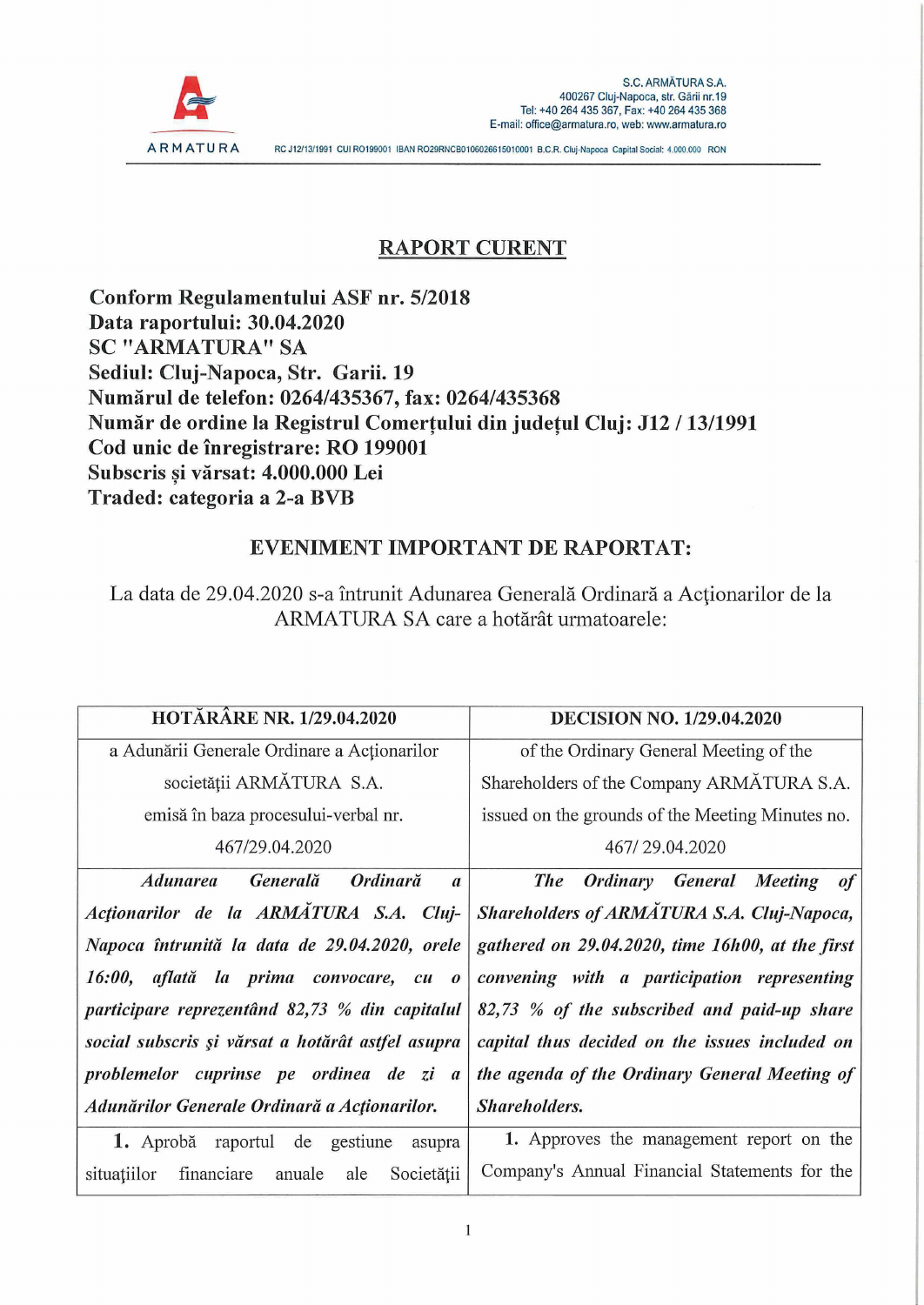S.C. ARMĂTURA S.A.
400267 Cluj-Napoca, str. Gării nr.19
Tel: +40 264 435 367, Fax: +40 264 435 368
E-mail: office@armatura.ro, web: www.armatura.ro

ARMATURA

RC J12/13/1991 CUI RO199001 IBAN RO29RNCB0106026615010001 B.C.R. Cluj-Napoca Capital Social: 4.000.000 RON

# RAPORT CURENT

**Conform Regulamentului ASF nr. 5/2018**
**Data raportului: 30.04.2020**
**SC "ARMATURA" SA**
**Sediul: Cluj-Napoca, Str. Garii. 19**
**Numărul de telefon: 0264/435367, fax: 0264/435368**
**Număr de ordine la Registrul Comerțului din județul Cluj: J12 / 13/1991**
**Cod unic de înregistrare: RO 199001**
**Subscris și vărsat: 4.000.000 Lei**
**Traded: categoria a 2-a BVB**

## EVENIMENT IMPORTANT DE RAPORTAT:

La data de 29.04.2020 s-a întrunit Adunarea Generală Ordinară a Acționarilor de la ARMATURA SA care a hotărât urmatoarele:

| **HOTĂRÂRE NR. 1/29.04.2020** | **DECISION NO. 1/29.04.2020** |
|---|---|
| a Adunării Generale Ordinare a Acționarilor societății ARMĂTURA S.A. emisă în baza procesului-verbal nr. 467/29.04.2020 | of the Ordinary General Meeting of the Shareholders of the Company ARMĂTURA S.A. issued on the grounds of the Meeting Minutes no. 467/ 29.04.2020 |
| *Adunarea Generală Ordinară a Acționarilor de la ARMĂTURA S.A. Cluj-Napoca întrunită la data de 29.04.2020, orele 16:00, aflată la prima convocare, cu o participare reprezentând 82,73 % din capitalul social subscris și vărsat a hotărât astfel asupra problemelor cuprinse pe ordinea de zi a Adunărilor Generale Ordinară a Acționarilor.* | *The Ordinary General Meeting of Shareholders of ARMĂTURA S.A. Cluj-Napoca, gathered on 29.04.2020, time 16h00, at the first convening with a participation representing 82,73 % of the subscribed and paid-up share capital thus decided on the issues included on the agenda of the Ordinary General Meeting of Shareholders.* |
| **1.** Aprobă raportul de gestiune asupra situațiilor financiare anuale ale Societății | **1.** Approves the management report on the Company's Annual Financial Statements for the |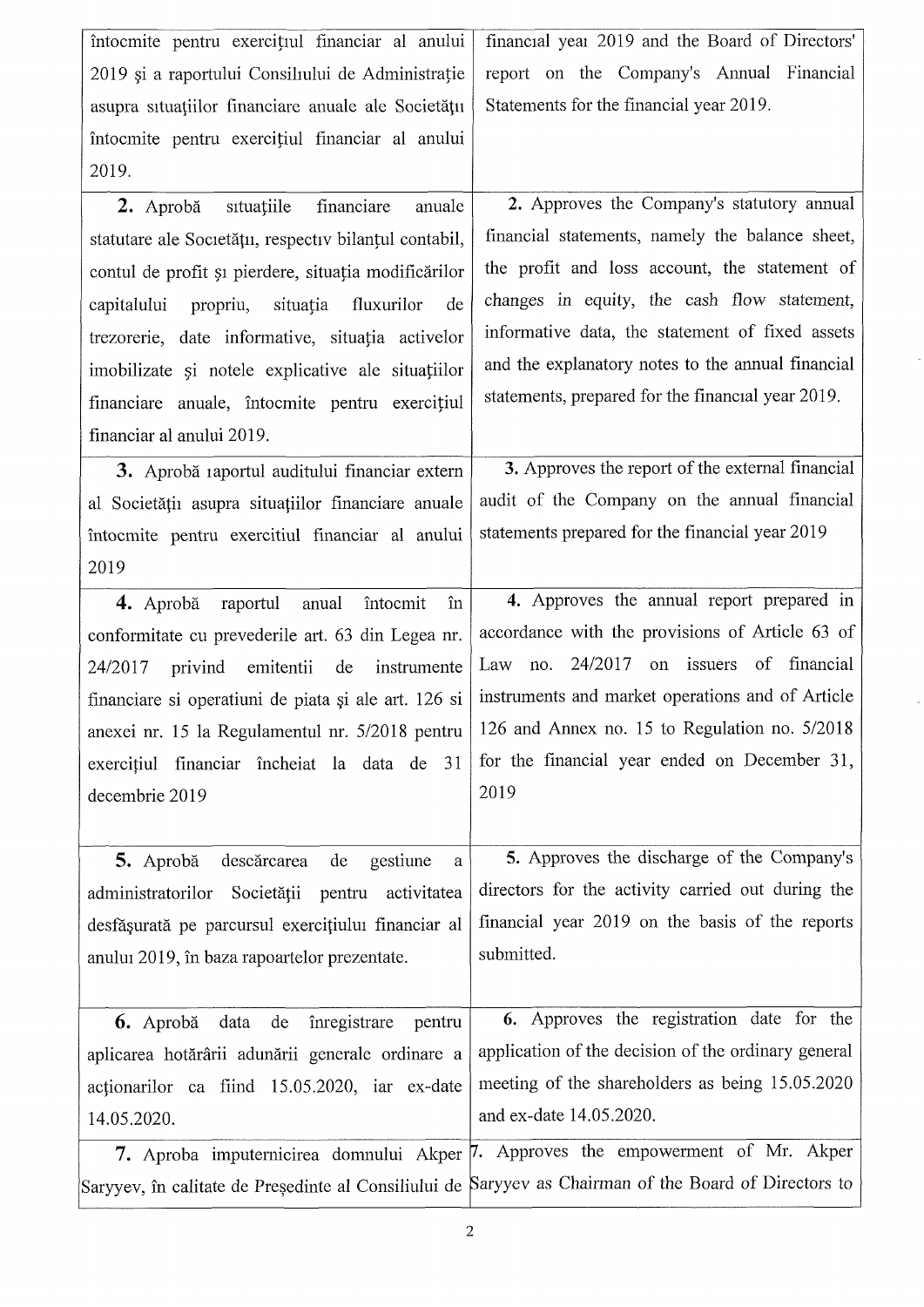| | |
|---|---|
| întocmite pentru exercițiul financiar al anului 2019 și a raportului Consiliului de Administrație asupra situațiilor financiare anuale ale Societății întocmite pentru exercițiul financiar al anului 2019. | financial year 2019 and the Board of Directors' report on the Company's Annual Financial Statements for the financial year 2019. |
| **2.** Aprobă situațiile financiare anuale statutare ale Societății, respectiv bilanțul contabil, contul de profit și pierdere, situația modificărilor capitalului propriu, situația fluxurilor de trezorerie, date informative, situația activelor imobilizate și notele explicative ale situațiilor financiare anuale, întocmite pentru exercițiul financiar al anului 2019. | **2.** Approves the Company's statutory annual financial statements, namely the balance sheet, the profit and loss account, the statement of changes in equity, the cash flow statement, informative data, the statement of fixed assets and the explanatory notes to the annual financial statements, prepared for the financial year 2019. |
| **3.** Aprobă raportul auditului financiar extern al Societății asupra situațiilor financiare anuale întocmite pentru exercitiul financiar al anului 2019 | **3.** Approves the report of the external financial audit of the Company on the annual financial statements prepared for the financial year 2019 |
| **4.** Aprobă raportul anual întocmit în conformitate cu prevederile art. 63 din Legea nr. 24/2017 privind emitentii de instrumente financiare si operatiuni de piata și ale art. 126 si anexei nr. 15 la Regulamentul nr. 5/2018 pentru exercițiul financiar încheiat la data de 31 decembrie 2019 | **4.** Approves the annual report prepared in accordance with the provisions of Article 63 of Law no. 24/2017 on issuers of financial instruments and market operations and of Article 126 and Annex no. 15 to Regulation no. 5/2018 for the financial year ended on December 31, 2019 |
| **5.** Aprobă descărcarea de gestiune a administratorilor Societății pentru activitatea desfășurată pe parcursul exercițiului financiar al anului 2019, în baza rapoartelor prezentate. | **5.** Approves the discharge of the Company's directors for the activity carried out during the financial year 2019 on the basis of the reports submitted. |
| **6.** Aprobă data de înregistrare pentru aplicarea hotărârii adunării generale ordinare a acționarilor ca fiind 15.05.2020, iar ex-date 14.05.2020. | **6.** Approves the registration date for the application of the decision of the ordinary general meeting of the shareholders as being 15.05.2020 and ex-date 14.05.2020. |
| **7.** Aproba imputernicirea domnului Akper Saryyev, în calitate de Președinte al Consiliului de | **7.** Approves the empowerment of Mr. Akper Saryyev as Chairman of the Board of Directors to |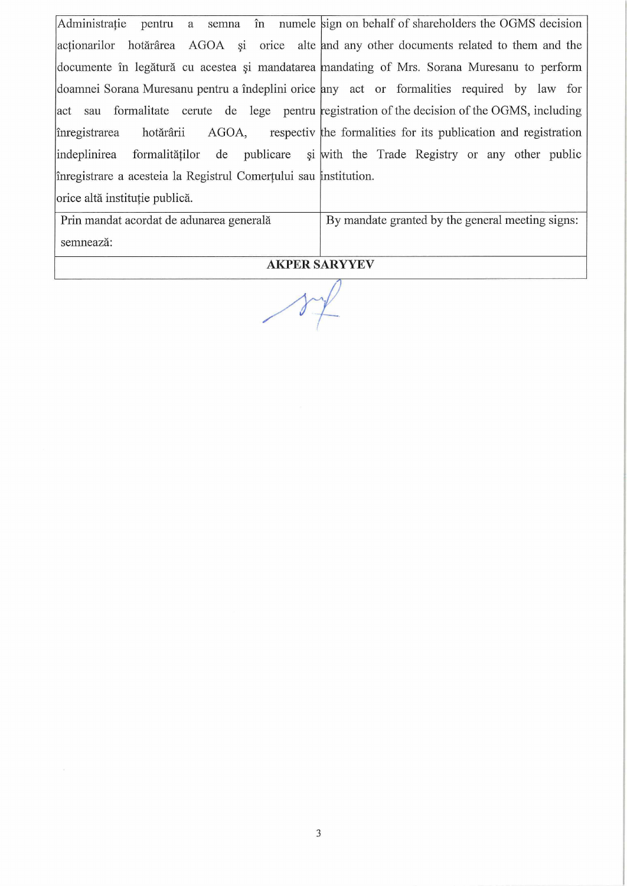| | |
|---|---|
| Administrație pentru a semna în numele acționarilor hotărârea AGOA şi orice alte documente în legătură cu acestea şi mandatarea doamnei Sorana Muresanu pentru a îndeplini orice act sau formalitate cerute de lege pentru înregistrarea hotărârii AGOA, respectiv indeplinirea formalităților de publicare şi înregistrare a acesteia la Registrul Comerțului sau orice altă instituție publică. | sign on behalf of shareholders the OGMS decision and any other documents related to them and the mandating of Mrs. Sorana Muresanu to perform any act or formalities required by law for registration of the decision of the OGMS, including the formalities for its publication and registration with the Trade Registry or any other public institution. |
| Prin mandat acordat de adunarea generală semnează: | By mandate granted by the general meeting signs: |
| **AKPER SARYYEV** | |